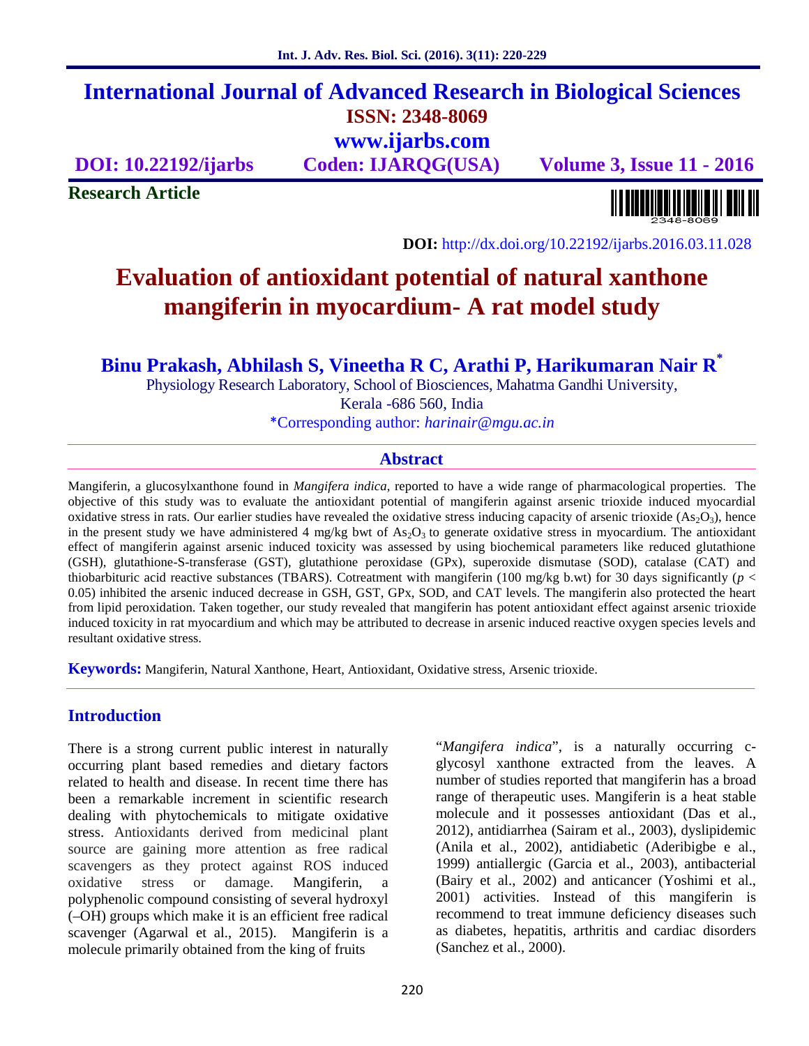# International Journal of Advanced Research in Biological Sciences

**ISSN: 2348-8069**

**www.ijarbs.com**

**DOI: 10.22192/ijarbs** **Coden: IJARQG(USA)** **Volume 3, Issue 11 - 2016**

**Research Article**

**DOI:** http://dx.doi.org/10.22192/ijarbs.2016.03.11.028

# Evaluation of antioxidant potential of natural xanthone mangiferin in myocardium- A rat model study

**Binu Prakash, Abhilash S, Vineetha R C, Arathi P, Harikumaran Nair R***

Physiology Research Laboratory, School of Biosciences, Mahatma Gandhi University, Kerala -686 560, India

*Corresponding author: *harinair@mgu.ac.in*

## Abstract

Mangiferin, a glucosylxanthone found in *Mangifera indica*, reported to have a wide range of pharmacological properties. The objective of this study was to evaluate the antioxidant potential of mangiferin against arsenic trioxide induced myocardial oxidative stress in rats. Our earlier studies have revealed the oxidative stress inducing capacity of arsenic trioxide ($As_2O_3$), hence in the present study we have administered 4 mg/kg bwt of $As_2O_3$ to generate oxidative stress in myocardium. The antioxidant effect of mangiferin against arsenic induced toxicity was assessed by using biochemical parameters like reduced glutathione (GSH), glutathione-S-transferase (GST), glutathione peroxidase (GPx), superoxide dismutase (SOD), catalase (CAT) and thiobarbituric acid reactive substances (TBARS). Cotreatment with mangiferin (100 mg/kg b.wt) for 30 days significantly ($p < 0.05$) inhibited the arsenic induced decrease in GSH, GST, GPx, SOD, and CAT levels. The mangiferin also protected the heart from lipid peroxidation. Taken together, our study revealed that mangiferin has potent antioxidant effect against arsenic trioxide induced toxicity in rat myocardium and which may be attributed to decrease in arsenic induced reactive oxygen species levels and resultant oxidative stress.

**Keywords:** Mangiferin, Natural Xanthone, Heart, Antioxidant, Oxidative stress, Arsenic trioxide.

## Introduction

There is a strong current public interest in naturally occurring plant based remedies and dietary factors related to health and disease. In recent time there has been a remarkable increment in scientific research dealing with phytochemicals to mitigate oxidative stress. Antioxidants derived from medicinal plant source are gaining more attention as free radical scavengers as they protect against ROS induced oxidative stress or damage. Mangiferin, a polyphenolic compound consisting of several hydroxyl (–OH) groups which make it is an efficient free radical scavenger (Agarwal et al., 2015). Mangiferin is a molecule primarily obtained from the king of fruits "*Mangifera indica*", is a naturally occurring c-glycosyl xanthone extracted from the leaves. A number of studies reported that mangiferin has a broad range of therapeutic uses. Mangiferin is a heat stable molecule and it possesses antioxidant (Das et al., 2012), antidiarrhea (Sairam et al., 2003), dyslipidemic (Anila et al., 2002), antidiabetic (Aderibigbe e al., 1999) antiallergic (Garcia et al., 2003), antibacterial (Bairy et al., 2002) and anticancer (Yoshimi et al., 2001) activities. Instead of this mangiferin is recommend to treat immune deficiency diseases such as diabetes, hepatitis, arthritis and cardiac disorders (Sanchez et al., 2000).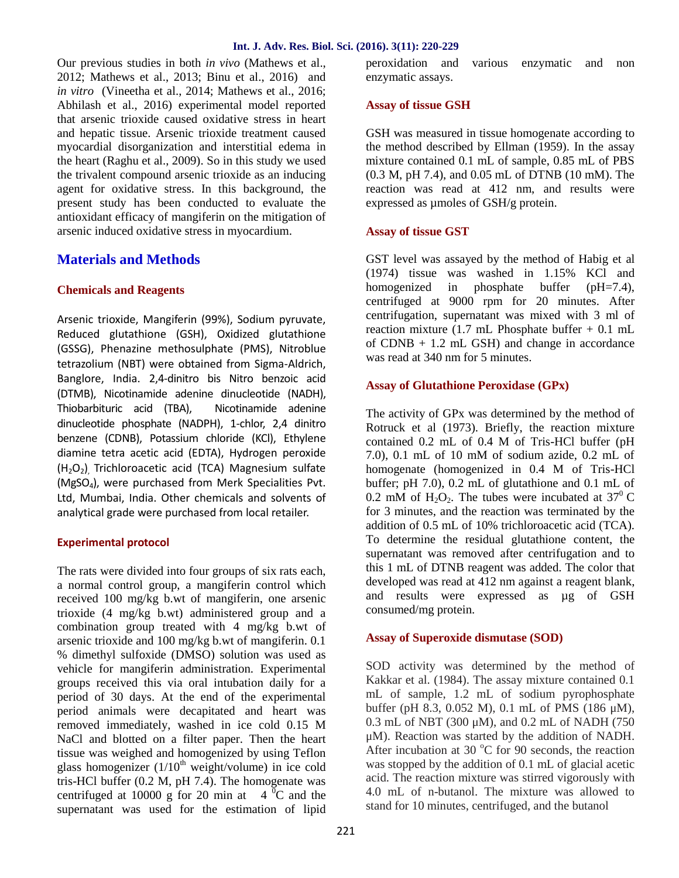Our previous studies in both *in vivo* (Mathews et al., 2012; Mathews et al., 2013; Binu et al., 2016) and *in vitro* (Vineetha et al., 2014; Mathews et al., 2016; Abhilash et al., 2016) experimental model reported that arsenic trioxide caused oxidative stress in heart and hepatic tissue. Arsenic trioxide treatment caused myocardial disorganization and interstitial edema in the heart (Raghu et al., 2009). So in this study we used the trivalent compound arsenic trioxide as an inducing agent for oxidative stress. In this background, the present study has been conducted to evaluate the antioxidant efficacy of mangiferin on the mitigation of arsenic induced oxidative stress in myocardium.

## Materials and Methods

### Chemicals and Reagents

Arsenic trioxide, Mangiferin (99%), Sodium pyruvate, Reduced glutathione (GSH), Oxidized glutathione (GSSG), Phenazine methosulphate (PMS), Nitroblue tetrazolium (NBT) were obtained from Sigma-Aldrich, Banglore, India. 2,4-dinitro bis Nitro benzoic acid (DTMB), Nicotinamide adenine dinucleotide (NADH), Thiobarbituric acid (TBA), Nicotinamide adenine dinucleotide phosphate (NADPH), 1-chlor, 2,4 dinitro benzene (CDNB), Potassium chloride (KCl), Ethylene diamine tetra acetic acid (EDTA), Hydrogen peroxide ($H_2O_2$), Trichloroacetic acid (TCA) Magnesium sulfate ($MgSO_4$), were purchased from Merk Specialities Pvt. Ltd, Mumbai, India. Other chemicals and solvents of analytical grade were purchased from local retailer.

### Experimental protocol

The rats were divided into four groups of six rats each, a normal control group, a mangiferin control which received 100 mg/kg b.wt of mangiferin, one arsenic trioxide (4 mg/kg b.wt) administered group and a combination group treated with 4 mg/kg b.wt of arsenic trioxide and 100 mg/kg b.wt of mangiferin. 0.1 % dimethyl sulfoxide (DMSO) solution was used as vehicle for mangiferin administration. Experimental groups received this via oral intubation daily for a period of 30 days. At the end of the experimental period animals were decapitated and heart was removed immediately, washed in ice cold 0.15 M NaCl and blotted on a filter paper. Then the heart tissue was weighed and homogenized by using Teflon glass homogenizer ($1/10^{th}$ weight/volume) in ice cold tris-HCl buffer (0.2 M, pH 7.4). The homogenate was centrifuged at 10000 g for 20 min at $4\ ^0$C and the supernatant was used for the estimation of lipid peroxidation and various enzymatic and non enzymatic assays.

### Assay of tissue GSH

GSH was measured in tissue homogenate according to the method described by Ellman (1959). In the assay mixture contained 0.1 mL of sample, 0.85 mL of PBS (0.3 M, pH 7.4), and 0.05 mL of DTNB (10 mM). The reaction was read at 412 nm, and results were expressed as µmoles of GSH/g protein.

### Assay of tissue GST

GST level was assayed by the method of Habig et al (1974) tissue was washed in 1.15% KCl and homogenized in phosphate buffer (pH=7.4), centrifuged at 9000 rpm for 20 minutes. After centrifugation, supernatant was mixed with 3 ml of reaction mixture (1.7 mL Phosphate buffer + 0.1 mL of CDNB + 1.2 mL GSH) and change in accordance was read at 340 nm for 5 minutes.

### Assay of Glutathione Peroxidase (GPx)

The activity of GPx was determined by the method of Rotruck et al (1973). Briefly, the reaction mixture contained 0.2 mL of 0.4 M of Tris-HCl buffer (pH 7.0), 0.1 mL of 10 mM of sodium azide, 0.2 mL of homogenate (homogenized in 0.4 M of Tris-HCl buffer; pH 7.0), 0.2 mL of glutathione and 0.1 mL of 0.2 mM of $H_2O_2$. The tubes were incubated at $37^0$ C for 3 minutes, and the reaction was terminated by the addition of 0.5 mL of 10% trichloroacetic acid (TCA). To determine the residual glutathione content, the supernatant was removed after centrifugation and to this 1 mL of DTNB reagent was added. The color that developed was read at 412 nm against a reagent blank, and results were expressed as µg of GSH consumed/mg protein.

### Assay of Superoxide dismutase (SOD)

SOD activity was determined by the method of Kakkar et al. (1984). The assay mixture contained 0.1 mL of sample, 1.2 mL of sodium pyrophosphate buffer (pH 8.3, 0.052 M), 0.1 mL of PMS (186 µM), 0.3 mL of NBT (300 µM), and 0.2 mL of NADH (750 µM). Reaction was started by the addition of NADH. After incubation at 30 $^o$C for 90 seconds, the reaction was stopped by the addition of 0.1 mL of glacial acetic acid. The reaction mixture was stirred vigorously with 4.0 mL of n-butanol. The mixture was allowed to stand for 10 minutes, centrifuged, and the butanol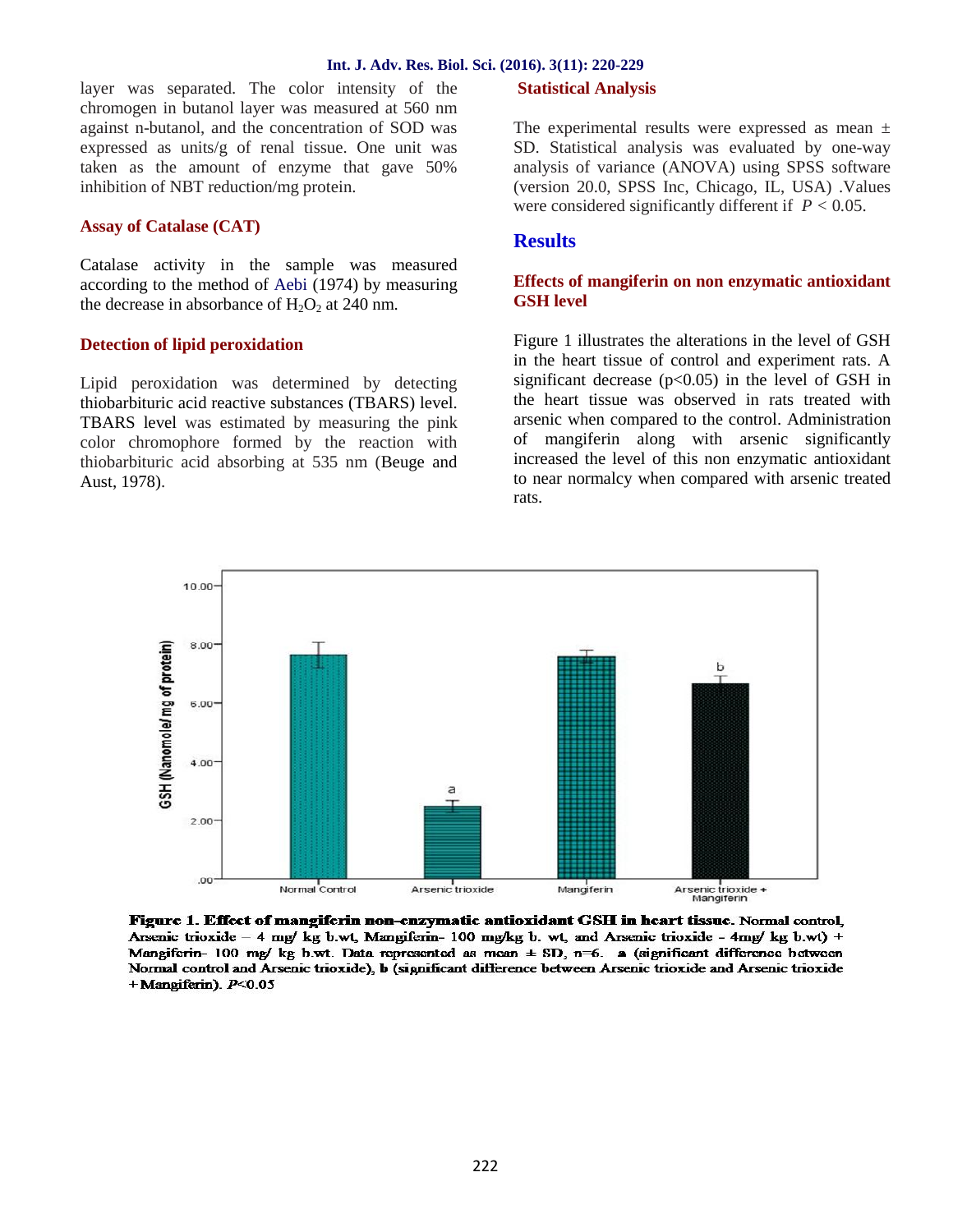layer was separated. The color intensity of the chromogen in butanol layer was measured at 560 nm against n-butanol, and the concentration of SOD was expressed as units/g of renal tissue. One unit was taken as the amount of enzyme that gave 50% inhibition of NBT reduction/mg protein.

### Assay of Catalase (CAT)

Catalase activity in the sample was measured according to the method of Aebi (1974) by measuring the decrease in absorbance of $H_2O_2$ at 240 nm.

### Detection of lipid peroxidation

Lipid peroxidation was determined by detecting thiobarbituric acid reactive substances (TBARS) level. TBARS level was estimated by measuring the pink color chromophore formed by the reaction with thiobarbituric acid absorbing at 535 nm (Beuge and Aust, 1978).

### Statistical Analysis

The experimental results were expressed as mean ± SD. Statistical analysis was evaluated by one-way analysis of variance (ANOVA) using SPSS software (version 20.0, SPSS Inc, Chicago, IL, USA) .Values were considered significantly different if $P < 0.05$.

## Results

### Effects of mangiferin on non enzymatic antioxidant GSH level

Figure 1 illustrates the alterations in the level of GSH in the heart tissue of control and experiment rats. A significant decrease ($p<0.05$) in the level of GSH in the heart tissue was observed in rats treated with arsenic when compared to the control. Administration of mangiferin along with arsenic significantly increased the level of this non enzymatic antioxidant to near normalcy when compared with arsenic treated rats.

**Figure 1. Effect of mangiferin non-enzymatic antioxidant GSH in heart tissue.** Normal control, Arsenic trioxide – 4 mg/ kg b.wt, Mangiferin- 100 mg/kg b. wt, and Arsenic trioxide - 4mg/ kg b.wt) + Mangiferin- 100 mg/ kg b.wt. Data represented as mean ± SD, n=6. **a** (significant difference between Normal control and Arsenic trioxide), **b** (significant difference between Arsenic trioxide and Arsenic trioxide + Mangiferin). $P<0.05$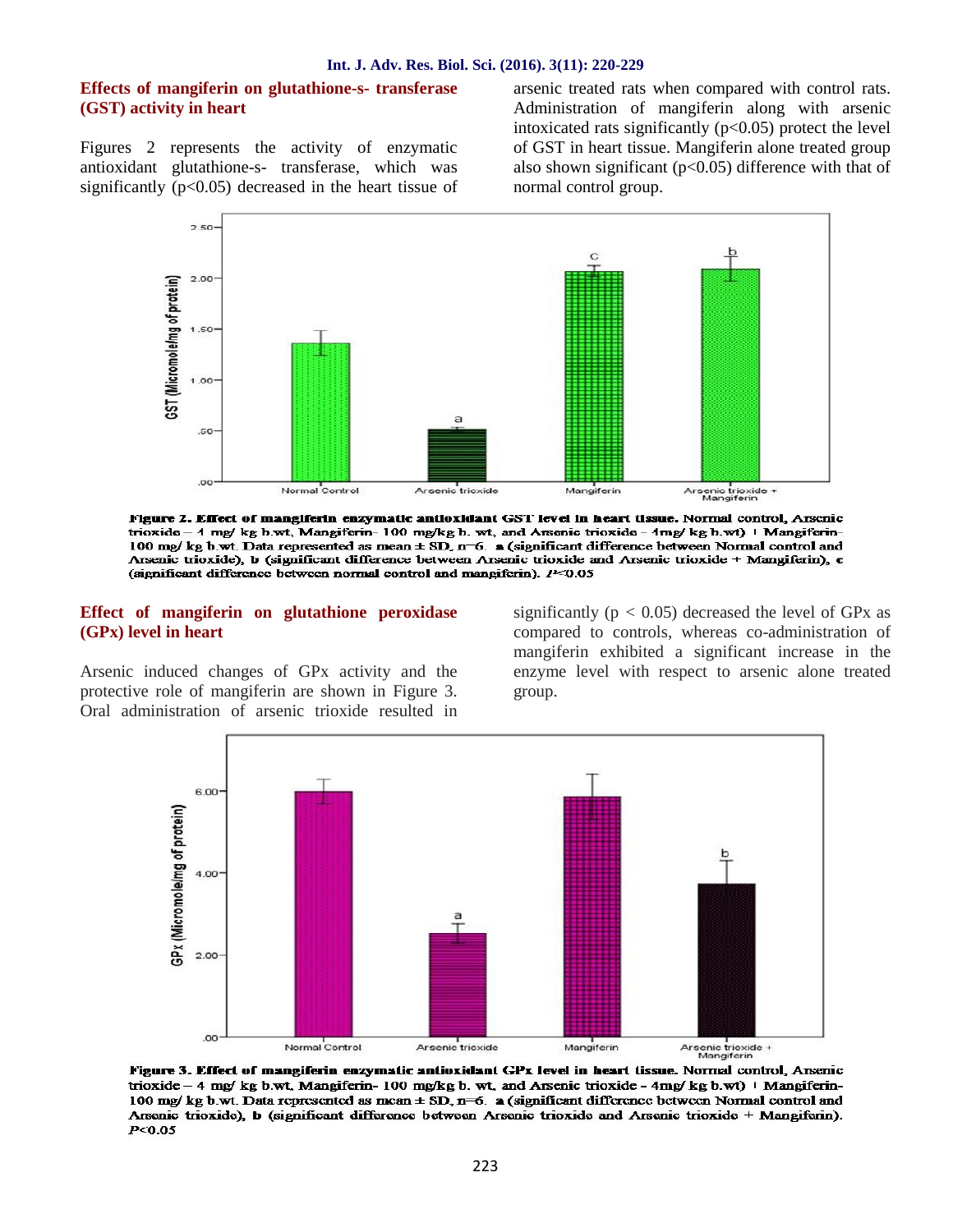### Effects of mangiferin on glutathione-s- transferase (GST) activity in heart

Figures 2 represents the activity of enzymatic antioxidant glutathione-s- transferase, which was significantly ($p<0.05$) decreased in the heart tissue of arsenic treated rats when compared with control rats. Administration of mangiferin along with arsenic intoxicated rats significantly ($p<0.05$) protect the level of GST in heart tissue. Mangiferin alone treated group also shown significant ($p<0.05$) difference with that of normal control group.

**Figure 2. Effect of mangiferin enzymatic antioxidant GST level in heart tissue.** Normal control, Arsenic trioxide – 4 mg/ kg b.wt, Mangiferin- 100 mg/kg b. wt, and Arsenic trioxide - 4mg/ kg b.wt) + Mangiferin- 100 mg/ kg b.wt. Data represented as mean ± SD, n=6. **a** (significant difference between Normal control and Arsenic trioxide), **b** (significant difference between Arsenic trioxide and Arsenic trioxide + Mangiferin), **c** (significant difference between normal control and mangiferin). $P<0.05$

### Effect of mangiferin on glutathione peroxidase (GPx) level in heart

Arsenic induced changes of GPx activity and the protective role of mangiferin are shown in Figure 3. Oral administration of arsenic trioxide resulted in significantly ($p < 0.05$) decreased the level of GPx as compared to controls, whereas co-administration of mangiferin exhibited a significant increase in the enzyme level with respect to arsenic alone treated group.

**Figure 3. Effect of mangiferin enzymatic antioxidant GPx level in heart tissue.** Normal control, Arsenic trioxide – 4 mg/ kg b.wt, Mangiferin- 100 mg/kg b. wt, and Arsenic trioxide - 4mg/ kg b.wt) + Mangiferin- 100 mg/ kg b.wt. Data represented as mean ± SD, n=6. **a** (significant difference between Normal control and Arsenic trioxide), **b** (significant difference between Arsenic trioxide and Arsenic trioxide + Mangiferin). $P<0.05$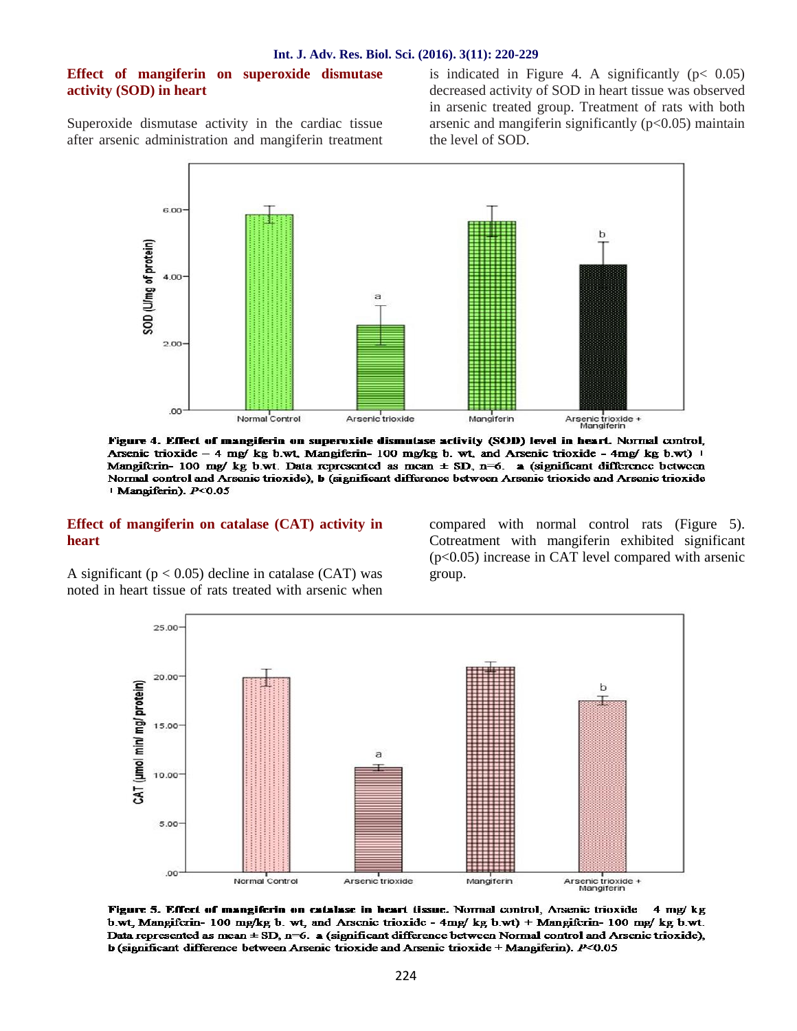### Effect of mangiferin on superoxide dismutase activity (SOD) in heart

Superoxide dismutase activity in the cardiac tissue after arsenic administration and mangiferin treatment is indicated in Figure 4. A significantly ($p < 0.05$) decreased activity of SOD in heart tissue was observed in arsenic treated group. Treatment of rats with both arsenic and mangiferin significantly ($p<0.05$) maintain the level of SOD.

**Figure 4. Effect of mangiferin on superoxide dismutase activity (SOD) level in heart.** Normal control, Arsenic trioxide – 4 mg/ kg b.wt, Mangiferin- 100 mg/kg b. wt. and Arsenic trioxide - 4mg/ kg b.wt) + Mangiferin- 100 mg/ kg b.wt. Data represented as mean ± SD, n=6. **a** (significant difference between Normal control and Arsenic trioxide), **b** (significant difference between Arsenic trioxide and Arsenic trioxide + Mangiferin). *P*<0.05

### Effect of mangiferin on catalase (CAT) activity in heart

A significant ($p < 0.05$) decline in catalase (CAT) was noted in heart tissue of rats treated with arsenic when compared with normal control rats (Figure 5). Cotreatment with mangiferin exhibited significant ($p<0.05$) increase in CAT level compared with arsenic group.

**Figure 5. Effect of mangiferin on catalase in heart tissue.** Normal control, Arsenic trioxide – 4 mg/ kg b.wt, Mangiferin- 100 mg/kg b. wt, and Arsenic trioxide - 4mg/ kg b.wt) + Mangiferin- 100 mg/ kg b.wt. Data represented as mean ± SD, n=6. **a** (significant difference between Normal control and Arsenic trioxide), **b** (significant difference between Arsenic trioxide and Arsenic trioxide + Mangiferin). *P*<0.05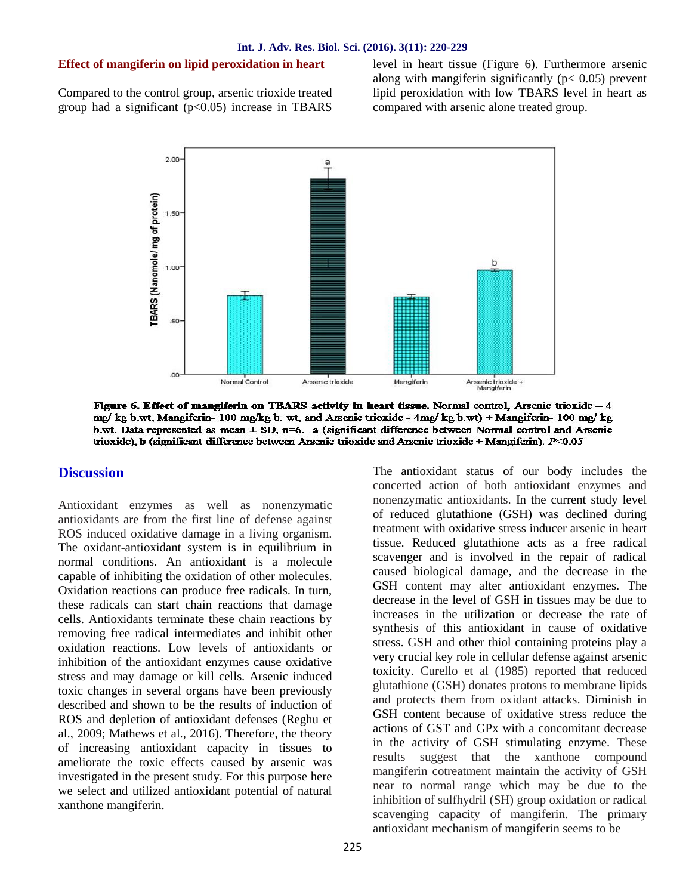## Effect of mangiferin on lipid peroxidation in heart

Compared to the control group, arsenic trioxide treated group had a significant ($p<0.05$) increase in TBARS level in heart tissue (Figure 6). Furthermore arsenic along with mangiferin significantly ($p< 0.05$) prevent lipid peroxidation with low TBARS level in heart as compared with arsenic alone treated group.

**Figure 6. Effect of mangiferin on TBARS activity in heart tissue.** Normal control, Arsenic trioxide – 4 mg/ kg b.wt, Mangiferin- 100 mg/kg b. wt, and Arsenic trioxide - 4mg/ kg b.wt) + Mangiferin- 100 mg/ kg b.wt. Data represented as mean ± SD, n=6. a (significant difference between Normal control and Arsenic trioxide), b (significant difference between Arsenic trioxide and Arsenic trioxide + Mangiferin). $P<0.05$

## Discussion

Antioxidant enzymes as well as nonenzymatic antioxidants are from the first line of defense against ROS induced oxidative damage in a living organism. The oxidant-antioxidant system is in equilibrium in normal conditions. An antioxidant is a molecule capable of inhibiting the oxidation of other molecules. Oxidation reactions can produce free radicals. In turn, these radicals can start chain reactions that damage cells. Antioxidants terminate these chain reactions by removing free radical intermediates and inhibit other oxidation reactions. Low levels of antioxidants or inhibition of the antioxidant enzymes cause oxidative stress and may damage or kill cells. Arsenic induced toxic changes in several organs have been previously described and shown to be the results of induction of ROS and depletion of antioxidant defenses (Reghu et al., 2009; Mathews et al., 2016). Therefore, the theory of increasing antioxidant capacity in tissues to ameliorate the toxic effects caused by arsenic was investigated in the present study. For this purpose here we select and utilized antioxidant potential of natural xanthone mangiferin.

The antioxidant status of our body includes the concerted action of both antioxidant enzymes and nonenzymatic antioxidants. In the current study level of reduced glutathione (GSH) was declined during treatment with oxidative stress inducer arsenic in heart tissue. Reduced glutathione acts as a free radical scavenger and is involved in the repair of radical caused biological damage, and the decrease in the GSH content may alter antioxidant enzymes. The decrease in the level of GSH in tissues may be due to increases in the utilization or decrease the rate of synthesis of this antioxidant in cause of oxidative stress. GSH and other thiol containing proteins play a very crucial key role in cellular defense against arsenic toxicity. Curello et al (1985) reported that reduced glutathione (GSH) donates protons to membrane lipids and protects them from oxidant attacks. Diminish in GSH content because of oxidative stress reduce the actions of GST and GPx with a concomitant decrease in the activity of GSH stimulating enzyme. These results suggest that the xanthone compound mangiferin cotreatment maintain the activity of GSH near to normal range which may be due to the inhibition of sulfhydril (SH) group oxidation or radical scavenging capacity of mangiferin. The primary antioxidant mechanism of mangiferin seems to be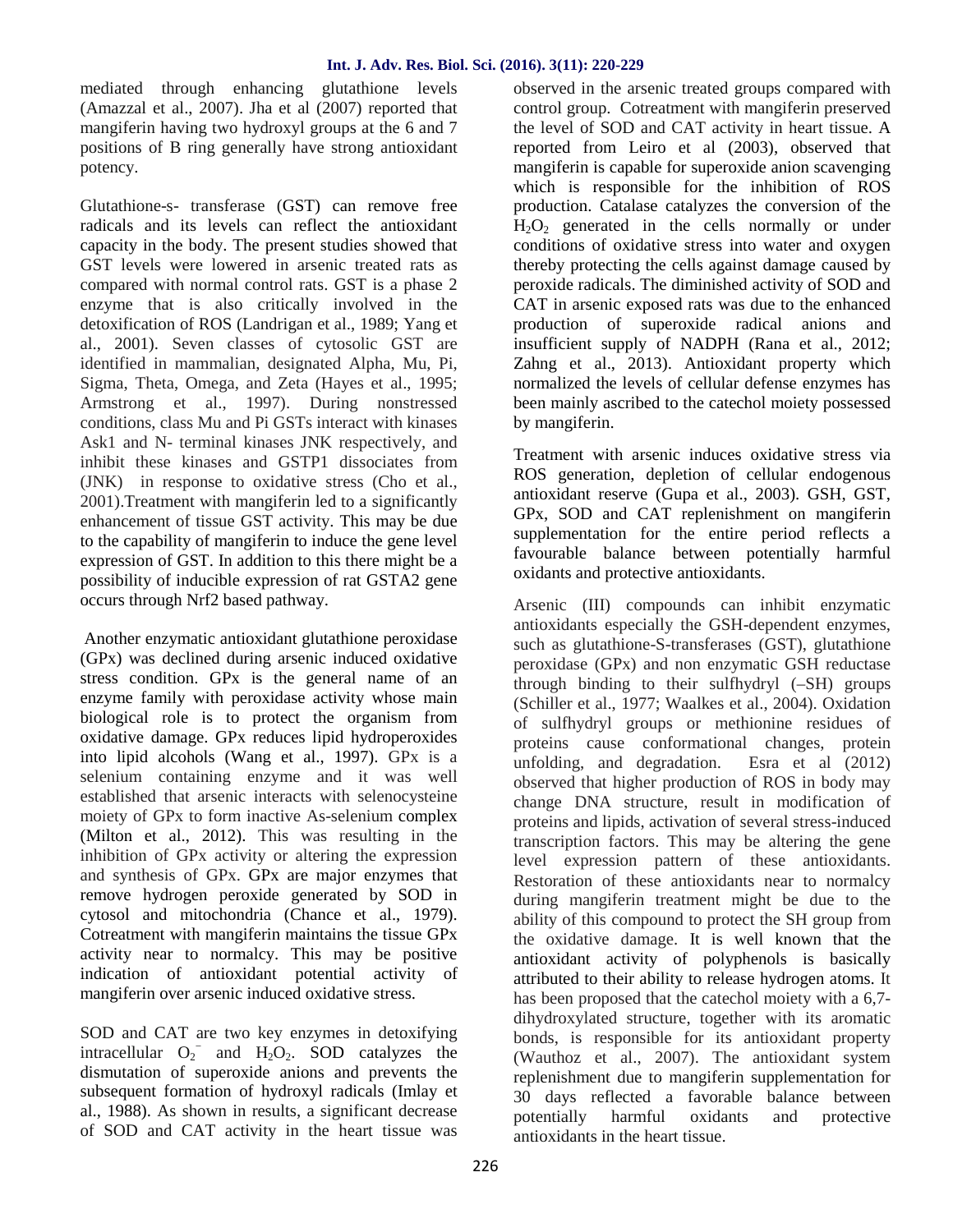mediated through enhancing glutathione levels (Amazzal et al., 2007). Jha et al (2007) reported that mangiferin having two hydroxyl groups at the 6 and 7 positions of B ring generally have strong antioxidant potency.

Glutathione-s- transferase (GST) can remove free radicals and its levels can reflect the antioxidant capacity in the body. The present studies showed that GST levels were lowered in arsenic treated rats as compared with normal control rats. GST is a phase 2 enzyme that is also critically involved in the detoxification of ROS (Landrigan et al., 1989; Yang et al., 2001). Seven classes of cytosolic GST are identified in mammalian, designated Alpha, Mu, Pi, Sigma, Theta, Omega, and Zeta (Hayes et al., 1995; Armstrong et al., 1997). During nonstressed conditions, class Mu and Pi GSTs interact with kinases Ask1 and N- terminal kinases JNK respectively, and inhibit these kinases and GSTP1 dissociates from (JNK) in response to oxidative stress (Cho et al., 2001).Treatment with mangiferin led to a significantly enhancement of tissue GST activity. This may be due to the capability of mangiferin to induce the gene level expression of GST. In addition to this there might be a possibility of inducible expression of rat GSTA2 gene occurs through Nrf2 based pathway.

Another enzymatic antioxidant glutathione peroxidase (GPx) was declined during arsenic induced oxidative stress condition. GPx is the general name of an enzyme family with peroxidase activity whose main biological role is to protect the organism from oxidative damage. GPx reduces lipid hydroperoxides into lipid alcohols (Wang et al., 1997). GPx is a selenium containing enzyme and it was well established that arsenic interacts with selenocysteine moiety of GPx to form inactive As-selenium complex (Milton et al., 2012). This was resulting in the inhibition of GPx activity or altering the expression and synthesis of GPx. GPx are major enzymes that remove hydrogen peroxide generated by SOD in cytosol and mitochondria (Chance et al., 1979). Cotreatment with mangiferin maintains the tissue GPx activity near to normalcy. This may be positive indication of antioxidant potential activity of mangiferin over arsenic induced oxidative stress.

SOD and CAT are two key enzymes in detoxifying intracellular $O_2^-$ and $H_2O_2$. SOD catalyzes the dismutation of superoxide anions and prevents the subsequent formation of hydroxyl radicals (Imlay et al., 1988). As shown in results, a significant decrease of SOD and CAT activity in the heart tissue was observed in the arsenic treated groups compared with control group. Cotreatment with mangiferin preserved the level of SOD and CAT activity in heart tissue. A reported from Leiro et al (2003), observed that mangiferin is capable for superoxide anion scavenging which is responsible for the inhibition of ROS production. Catalase catalyzes the conversion of the $H_2O_2$ generated in the cells normally or under conditions of oxidative stress into water and oxygen thereby protecting the cells against damage caused by peroxide radicals. The diminished activity of SOD and CAT in arsenic exposed rats was due to the enhanced production of superoxide radical anions and insufficient supply of NADPH (Rana et al., 2012; Zahng et al., 2013). Antioxidant property which normalized the levels of cellular defense enzymes has been mainly ascribed to the catechol moiety possessed by mangiferin.

Treatment with arsenic induces oxidative stress via ROS generation, depletion of cellular endogenous antioxidant reserve (Gupa et al., 2003). GSH, GST, GPx, SOD and CAT replenishment on mangiferin supplementation for the entire period reflects a favourable balance between potentially harmful oxidants and protective antioxidants.

Arsenic (III) compounds can inhibit enzymatic antioxidants especially the GSH-dependent enzymes, such as glutathione-S-transferases (GST), glutathione peroxidase (GPx) and non enzymatic GSH reductase through binding to their sulfhydryl (–SH) groups (Schiller et al., 1977; Waalkes et al., 2004). Oxidation of sulfhydryl groups or methionine residues of proteins cause conformational changes, protein unfolding, and degradation. Esra et al (2012) observed that higher production of ROS in body may change DNA structure, result in modification of proteins and lipids, activation of several stress-induced transcription factors. This may be altering the gene level expression pattern of these antioxidants. Restoration of these antioxidants near to normalcy during mangiferin treatment might be due to the ability of this compound to protect the SH group from the oxidative damage. It is well known that the antioxidant activity of polyphenols is basically attributed to their ability to release hydrogen atoms. It has been proposed that the catechol moiety with a 6,7-dihydroxylated structure, together with its aromatic bonds, is responsible for its antioxidant property (Wauthoz et al., 2007). The antioxidant system replenishment due to mangiferin supplementation for 30 days reflected a favorable balance between potentially harmful oxidants and protective antioxidants in the heart tissue.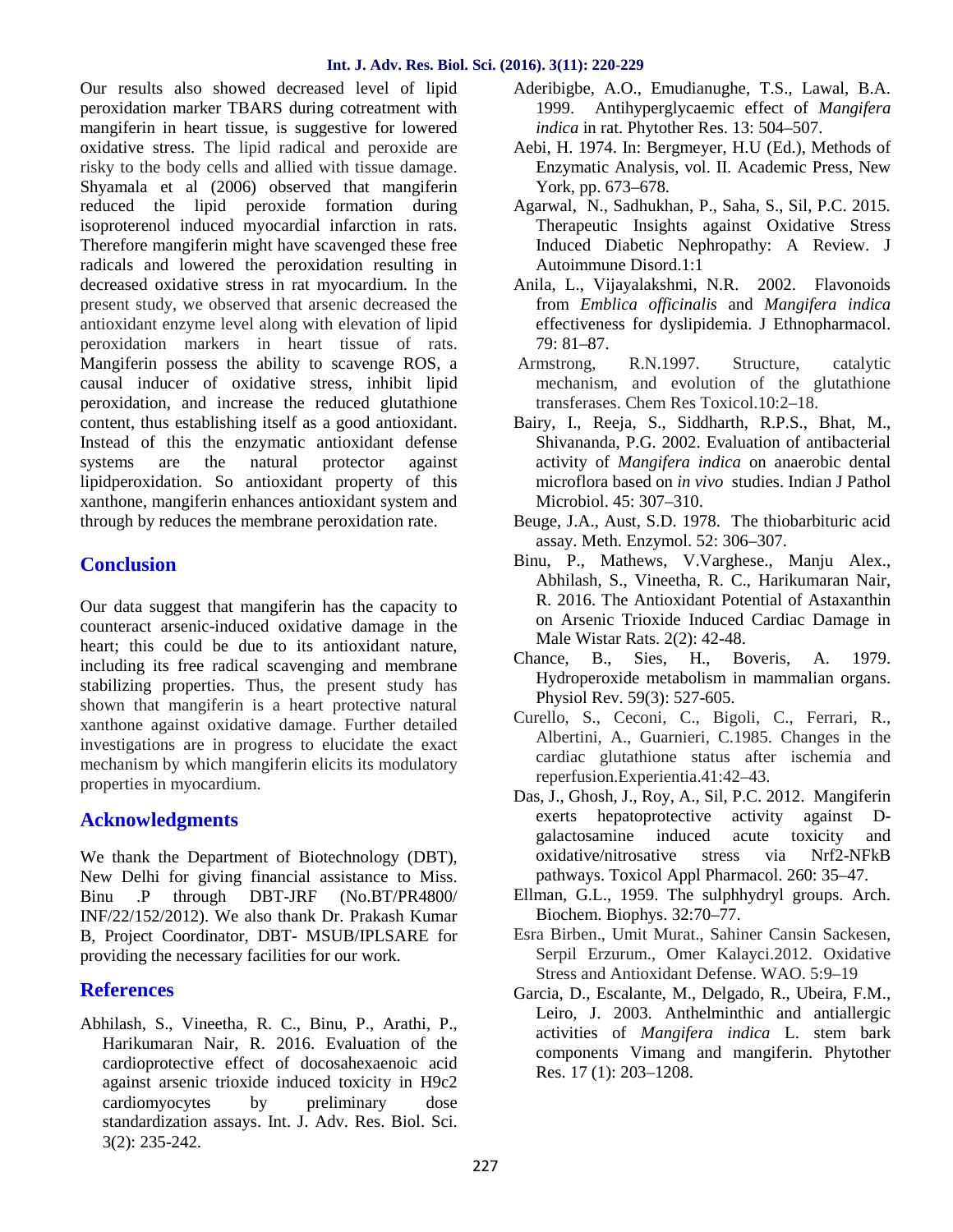Our results also showed decreased level of lipid peroxidation marker TBARS during cotreatment with mangiferin in heart tissue, is suggestive for lowered oxidative stress. The lipid radical and peroxide are risky to the body cells and allied with tissue damage. Shyamala et al (2006) observed that mangiferin reduced the lipid peroxide formation during isoproterenol induced myocardial infarction in rats. Therefore mangiferin might have scavenged these free radicals and lowered the peroxidation resulting in decreased oxidative stress in rat myocardium. In the present study, we observed that arsenic decreased the antioxidant enzyme level along with elevation of lipid peroxidation markers in heart tissue of rats. Mangiferin possess the ability to scavenge ROS, a causal inducer of oxidative stress, inhibit lipid peroxidation, and increase the reduced glutathione content, thus establishing itself as a good antioxidant. Instead of this the enzymatic antioxidant defense systems are the natural protector against lipidperoxidation. So antioxidant property of this xanthone, mangiferin enhances antioxidant system and through by reduces the membrane peroxidation rate.

## Conclusion

Our data suggest that mangiferin has the capacity to counteract arsenic-induced oxidative damage in the heart; this could be due to its antioxidant nature, including its free radical scavenging and membrane stabilizing properties. Thus, the present study has shown that mangiferin is a heart protective natural xanthone against oxidative damage. Further detailed investigations are in progress to elucidate the exact mechanism by which mangiferin elicits its modulatory properties in myocardium.

## Acknowledgments

We thank the Department of Biotechnology (DBT), New Delhi for giving financial assistance to Miss. Binu .P through DBT-JRF (No.BT/PR4800/ INF/22/152/2012). We also thank Dr. Prakash Kumar B, Project Coordinator, DBT- MSUB/IPLSARE for providing the necessary facilities for our work.

## References

Abhilash, S., Vineetha, R. C., Binu, P., Arathi, P., Harikumaran Nair, R. 2016. Evaluation of the cardioprotective effect of docosahexaenoic acid against arsenic trioxide induced toxicity in H9c2 cardiomyocytes by preliminary dose standardization assays. Int. J. Adv. Res. Biol. Sci. 3(2): 235-242.

Aderibigbe, A.O., Emudianughe, T.S., Lawal, B.A. 1999. Antihyperglycaemic effect of *Mangifera indica* in rat. Phytother Res. 13: 504–507.

Aebi, H. 1974. In: Bergmeyer, H.U (Ed.), Methods of Enzymatic Analysis, vol. II. Academic Press, New York, pp. 673–678.

Agarwal, N., Sadhukhan, P., Saha, S., Sil, P.C. 2015. Therapeutic Insights against Oxidative Stress Induced Diabetic Nephropathy: A Review. J Autoimmune Disord.1:1

Anila, L., Vijayalakshmi, N.R. 2002. Flavonoids from *Emblica officinalis* and *Mangifera indica* effectiveness for dyslipidemia. J Ethnopharmacol. 79: 81–87.

Armstrong, R.N.1997. Structure, catalytic mechanism, and evolution of the glutathione transferases. Chem Res Toxicol.10:2–18.

Bairy, I., Reeja, S., Siddharth, R.P.S., Bhat, M., Shivananda, P.G. 2002. Evaluation of antibacterial activity of *Mangifera indica* on anaerobic dental microflora based on *in vivo* studies. Indian J Pathol Microbiol. 45: 307–310.

Beuge, J.A., Aust, S.D. 1978. The thiobarbituric acid assay. Meth. Enzymol. 52: 306–307.

Binu, P., Mathews, V.Varghese., Manju Alex., Abhilash, S., Vineetha, R. C., Harikumaran Nair, R. 2016. The Antioxidant Potential of Astaxanthin on Arsenic Trioxide Induced Cardiac Damage in Male Wistar Rats. 2(2): 42-48.

Chance, B., Sies, H., Boveris, A. 1979. Hydroperoxide metabolism in mammalian organs. Physiol Rev. 59(3): 527-605.

Curello, S., Ceconi, C., Bigoli, C., Ferrari, R., Albertini, A., Guarnieri, C.1985. Changes in the cardiac glutathione status after ischemia and reperfusion.Experientia.41:42–43.

Das, J., Ghosh, J., Roy, A., Sil, P.C. 2012. Mangiferin exerts hepatoprotective activity against D-galactosamine induced acute toxicity and oxidative/nitrosative stress via Nrf2-NFkB pathways. Toxicol Appl Pharmacol. 260: 35–47.

Ellman, G.L., 1959. The sulphhydryl groups. Arch. Biochem. Biophys. 32:70–77.

Esra Birben., Umit Murat., Sahiner Cansin Sackesen, Serpil Erzurum., Omer Kalayci.2012. Oxidative Stress and Antioxidant Defense. WAO. 5:9–19

Garcia, D., Escalante, M., Delgado, R., Ubeira, F.M., Leiro, J. 2003. Anthelminthic and antiallergic activities of *Mangifera indica* L. stem bark components Vimang and mangiferin. Phytother Res. 17 (1): 203–1208.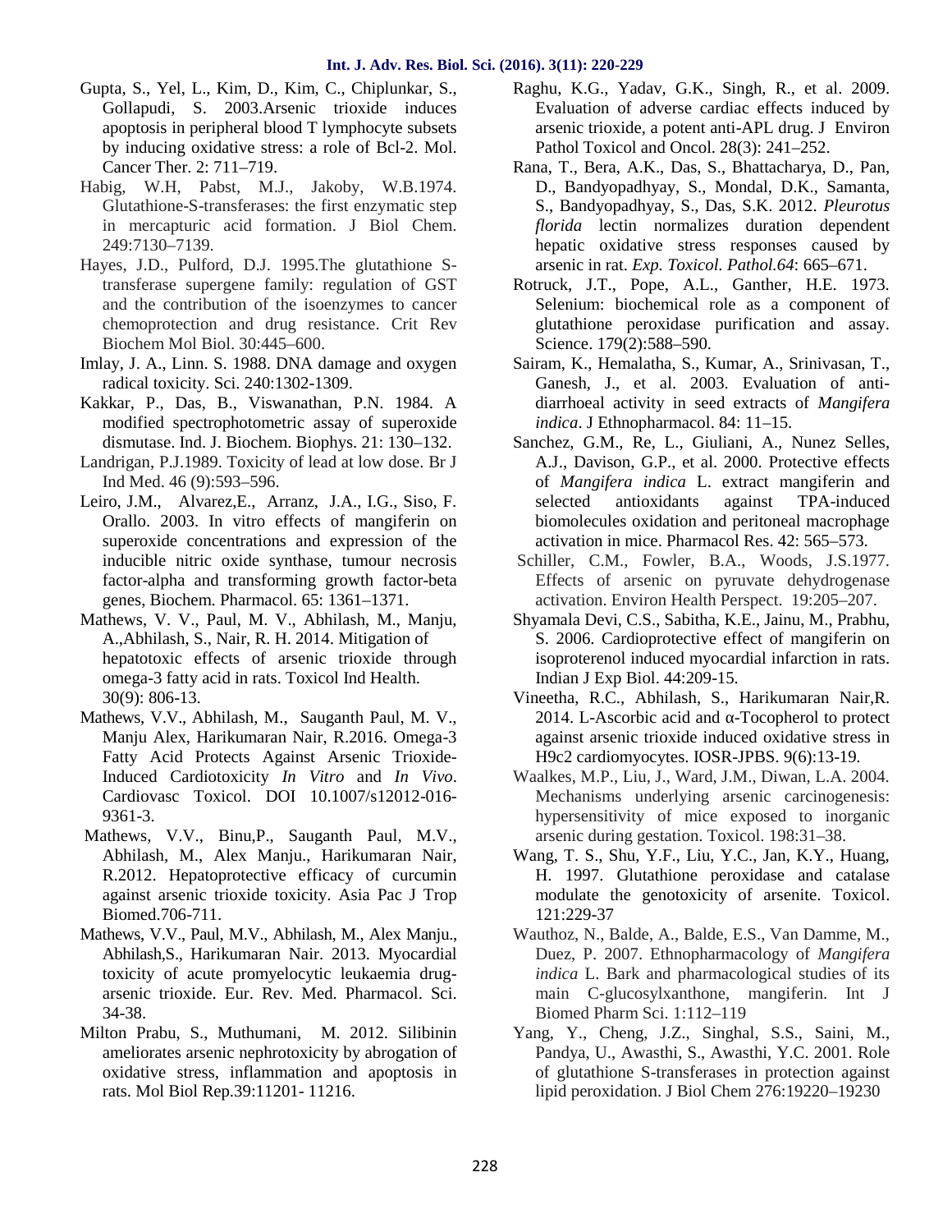Gupta, S., Yel, L., Kim, D., Kim, C., Chiplunkar, S., Gollapudi, S. 2003.Arsenic trioxide induces apoptosis in peripheral blood T lymphocyte subsets by inducing oxidative stress: a role of Bcl-2. Mol. Cancer Ther. 2: 711–719.

Habig, W.H, Pabst, M.J., Jakoby, W.B.1974. Glutathione-S-transferases: the first enzymatic step in mercapturic acid formation. J Biol Chem. 249:7130–7139.

Hayes, J.D., Pulford, D.J. 1995.The glutathione S-transferase supergene family: regulation of GST and the contribution of the isoenzymes to cancer chemoprotection and drug resistance. Crit Rev Biochem Mol Biol. 30:445–600.

Imlay, J. A., Linn. S. 1988. DNA damage and oxygen radical toxicity. Sci. 240:1302-1309.

Kakkar, P., Das, B., Viswanathan, P.N. 1984. A modified spectrophotometric assay of superoxide dismutase. Ind. J. Biochem. Biophys. 21: 130–132.

Landrigan, P.J.1989. Toxicity of lead at low dose. Br J Ind Med. 46 (9):593–596.

Leiro, J.M., Alvarez,E., Arranz, J.A., I.G., Siso, F. Orallo. 2003. In vitro effects of mangiferin on superoxide concentrations and expression of the inducible nitric oxide synthase, tumour necrosis factor-alpha and transforming growth factor-beta genes, Biochem. Pharmacol. 65: 1361–1371.

Mathews, V. V., Paul, M. V., Abhilash, M., Manju, A.,Abhilash, S., Nair, R. H. 2014. Mitigation of hepatotoxic effects of arsenic trioxide through omega-3 fatty acid in rats. Toxicol Ind Health. 30(9): 806-13.

Mathews, V.V., Abhilash, M., Sauganth Paul, M. V., Manju Alex, Harikumaran Nair, R.2016. Omega-3 Fatty Acid Protects Against Arsenic Trioxide-Induced Cardiotoxicity *In Vitro* and *In Vivo*. Cardiovasc Toxicol. DOI 10.1007/s12012-016-9361-3.

Mathews, V.V., Binu,P., Sauganth Paul, M.V., Abhilash, M., Alex Manju., Harikumaran Nair, R.2012. Hepatoprotective efficacy of curcumin against arsenic trioxide toxicity. Asia Pac J Trop Biomed.706-711.

Mathews, V.V., Paul, M.V., Abhilash, M., Alex Manju., Abhilash,S., Harikumaran Nair. 2013. Myocardial toxicity of acute promyelocytic leukaemia drug-arsenic trioxide. Eur. Rev. Med. Pharmacol. Sci. 34-38.

Milton Prabu, S., Muthumani, M. 2012. Silibinin ameliorates arsenic nephrotoxicity by abrogation of oxidative stress, inflammation and apoptosis in rats. Mol Biol Rep.39:11201- 11216.

Raghu, K.G., Yadav, G.K., Singh, R., et al. 2009. Evaluation of adverse cardiac effects induced by arsenic trioxide, a potent anti-APL drug. J Environ Pathol Toxicol and Oncol. 28(3): 241–252.

Rana, T., Bera, A.K., Das, S., Bhattacharya, D., Pan, D., Bandyopadhyay, S., Mondal, D.K., Samanta, S., Bandyopadhyay, S., Das, S.K. 2012. *Pleurotus florida* lectin normalizes duration dependent hepatic oxidative stress responses caused by arsenic in rat. *Exp. Toxicol. Pathol.64*: 665–671.

Rotruck, J.T., Pope, A.L., Ganther, H.E. 1973. Selenium: biochemical role as a component of glutathione peroxidase purification and assay. Science. 179(2):588–590.

Sairam, K., Hemalatha, S., Kumar, A., Srinivasan, T., Ganesh, J., et al. 2003. Evaluation of anti-diarrhoeal activity in seed extracts of *Mangifera indica*. J Ethnopharmacol. 84: 11–15.

Sanchez, G.M., Re, L., Giuliani, A., Nunez Selles, A.J., Davison, G.P., et al. 2000. Protective effects of *Mangifera indica* L. extract mangiferin and selected antioxidants against TPA-induced biomolecules oxidation and peritoneal macrophage activation in mice. Pharmacol Res. 42: 565–573.

Schiller, C.M., Fowler, B.A., Woods, J.S.1977. Effects of arsenic on pyruvate dehydrogenase activation. Environ Health Perspect. 19:205–207.

Shyamala Devi, C.S., Sabitha, K.E., Jainu, M., Prabhu, S. 2006. Cardioprotective effect of mangiferin on isoproterenol induced myocardial infarction in rats. Indian J Exp Biol. 44:209-15.

Vineetha, R.C., Abhilash, S., Harikumaran Nair,R. 2014. L-Ascorbic acid and α-Tocopherol to protect against arsenic trioxide induced oxidative stress in H9c2 cardiomyocytes. IOSR-JPBS. 9(6):13-19.

Waalkes, M.P., Liu, J., Ward, J.M., Diwan, L.A. 2004. Mechanisms underlying arsenic carcinogenesis: hypersensitivity of mice exposed to inorganic arsenic during gestation. Toxicol. 198:31–38.

Wang, T. S., Shu, Y.F., Liu, Y.C., Jan, K.Y., Huang, H. 1997. Glutathione peroxidase and catalase modulate the genotoxicity of arsenite. Toxicol. 121:229-37

Wauthoz, N., Balde, A., Balde, E.S., Van Damme, M., Duez, P. 2007. Ethnopharmacology of *Mangifera indica* L. Bark and pharmacological studies of its main C-glucosylxanthone, mangiferin. Int J Biomed Pharm Sci. 1:112–119

Yang, Y., Cheng, J.Z., Singhal, S.S., Saini, M., Pandya, U., Awasthi, S., Awasthi, Y.C. 2001. Role of glutathione S-transferases in protection against lipid peroxidation. J Biol Chem 276:19220–19230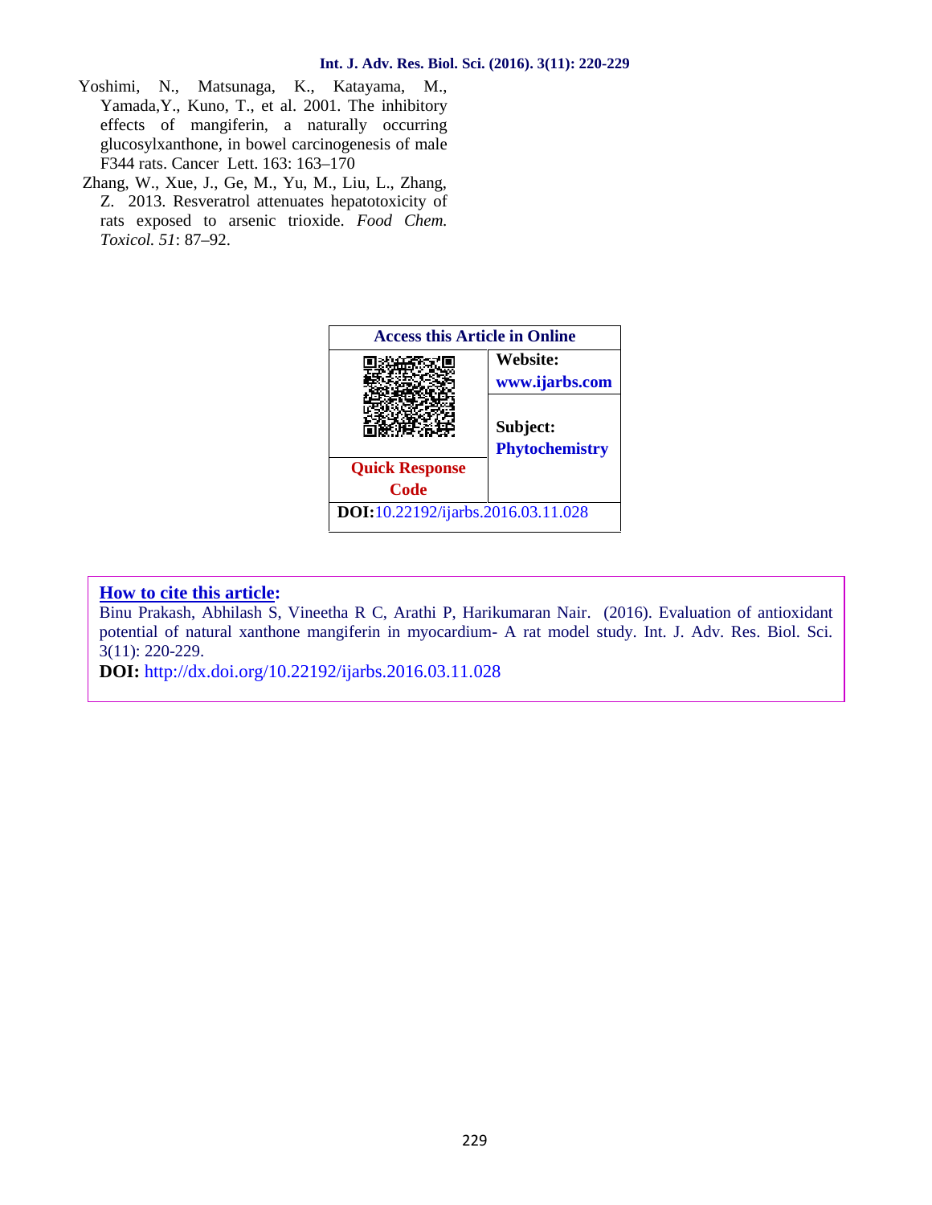Yoshimi, N., Matsunaga, K., Katayama, M., Yamada,Y., Kuno, T., et al. 2001. The inhibitory effects of mangiferin, a naturally occurring glucosylxanthone, in bowel carcinogenesis of male F344 rats. Cancer Lett. 163: 163–170

Zhang, W., Xue, J., Ge, M., Yu, M., Liu, L., Zhang, Z. 2013. Resveratrol attenuates hepatotoxicity of rats exposed to arsenic trioxide. *Food Chem. Toxicol. 51*: 87–92.

| Access this Article in Online | |
|---|---|
| | **Website:** www.ijarbs.com |
| **Quick Response Code** | **Subject:** Phytochemistry |
| **DOI:** 10.22192/ijarbs.2016.03.11.028 | |

**How to cite this article:**

Binu Prakash, Abhilash S, Vineetha R C, Arathi P, Harikumaran Nair. (2016). Evaluation of antioxidant potential of natural xanthone mangiferin in myocardium- A rat model study. Int. J. Adv. Res. Biol. Sci. 3(11): 220-229.

**DOI:** http://dx.doi.org/10.22192/ijarbs.2016.03.11.028